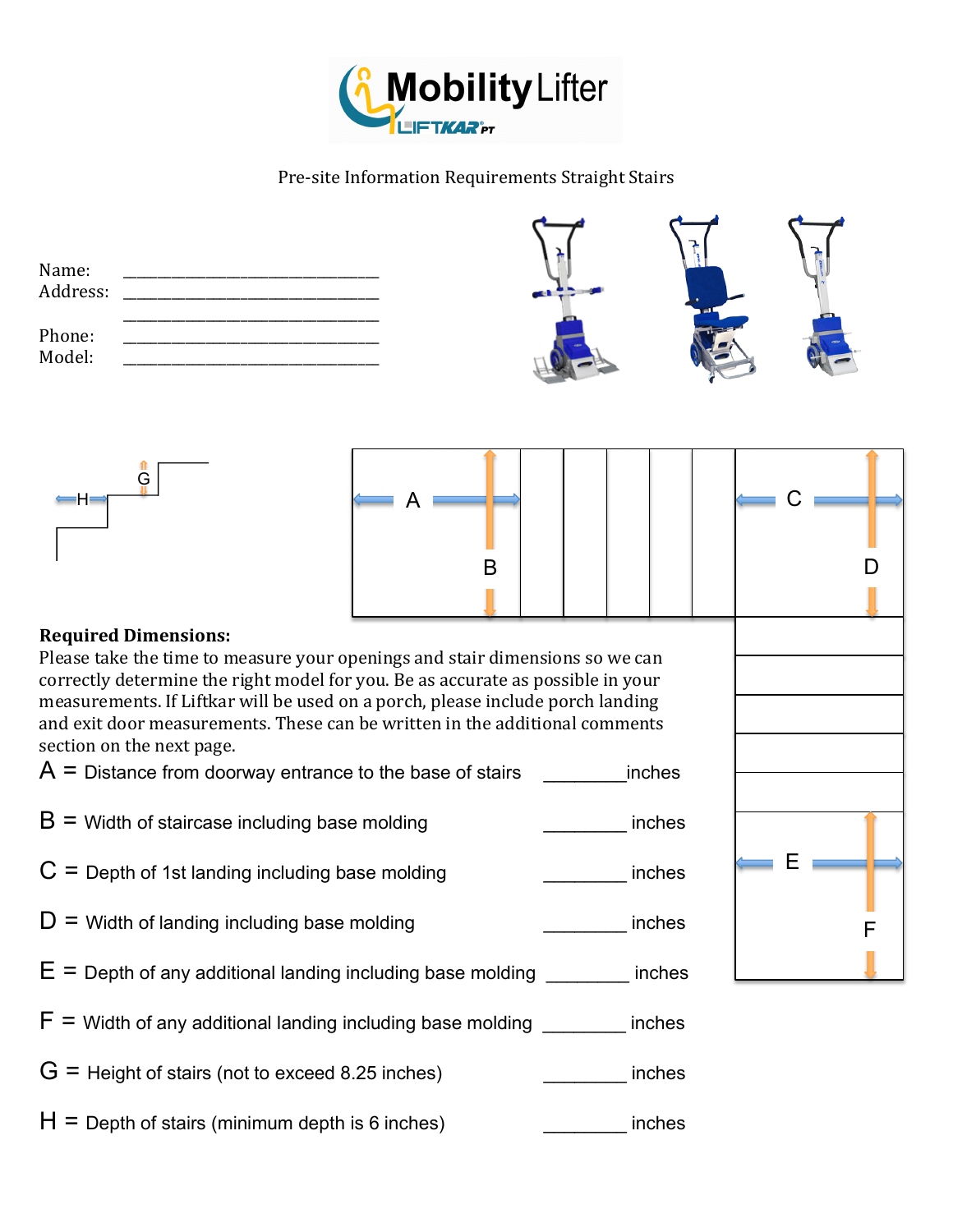# Mobility Lifter

Pre-site Information Requirements Straight Stairs

Name: ________________________________

Address: ________________________________

________________________________

Phone: ________________________________

Model: ________________________________

**Required Dimensions:**

Please take the time to measure your openings and stair dimensions so we can correctly determine the right model for you. Be as accurate as possible in your measurements. If Liftkar will be used on a porch, please include porch landing and exit door measurements. These can be written in the additional comments section on the next page.

A = Distance from doorway entrance to the base of stairs _________inches

B = Width of staircase including base molding _________ inches

C = Depth of 1st landing including base molding _________ inches

D = Width of landing including base molding _________ inches

E = Depth of any additional landing including base molding _________ inches

F = Width of any additional landing including base molding _________ inches

G = Height of stairs (not to exceed 8.25 inches) _________ inches

H = Depth of stairs (minimum depth is 6 inches) _________ inches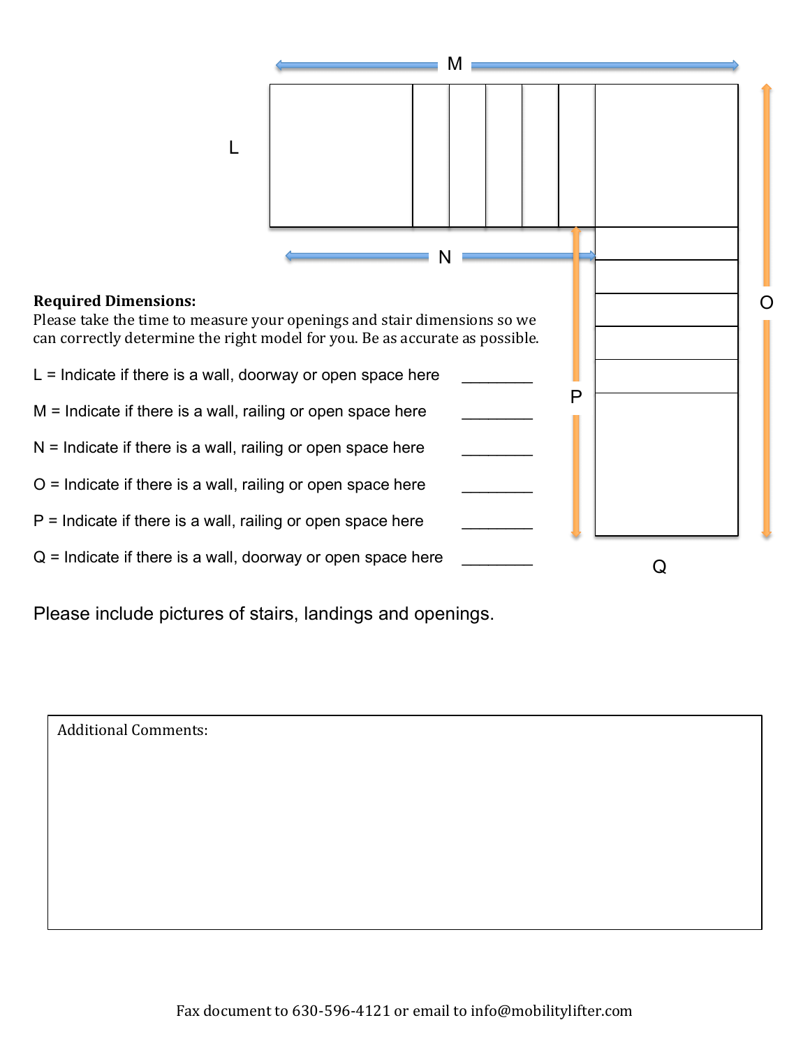M

L

N

O

P

Q

**Required Dimensions:**
Please take the time to measure your openings and stair dimensions so we can correctly determine the right model for you. Be as accurate as possible.

L = Indicate if there is a wall, doorway or open space here ________

M = Indicate if there is a wall, railing or open space here ________

N = Indicate if there is a wall, railing or open space here ________

O = Indicate if there is a wall, railing or open space here ________

P = Indicate if there is a wall, railing or open space here ________

Q = Indicate if there is a wall, doorway or open space here ________

Please include pictures of stairs, landings and openings.

Additional Comments:

Fax document to 630-596-4121 or email to info@mobilitylifter.com